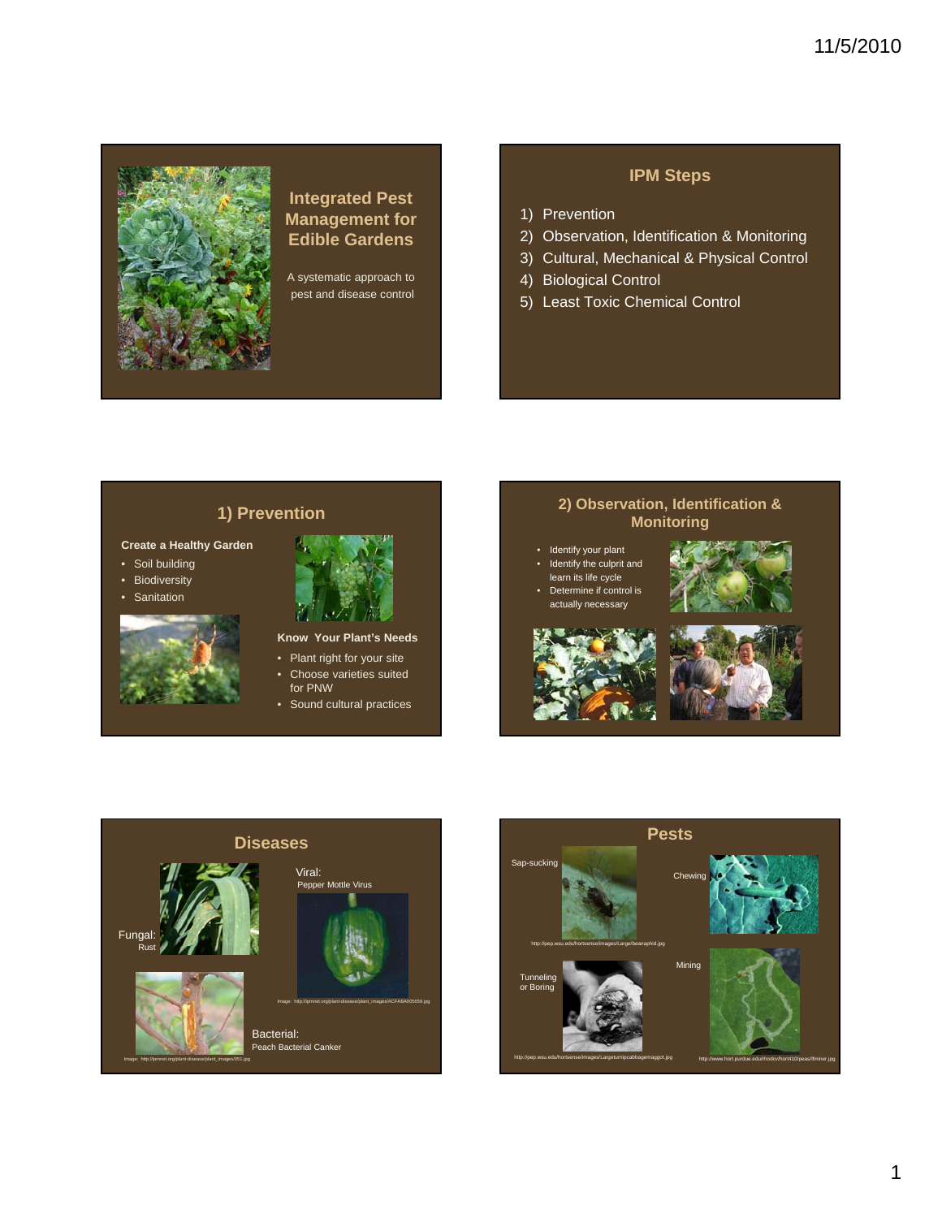## Integrated Pest Management for Edible Gardens

A systematic approach to pest and disease control

## IPM Steps

1) Prevention
2) Observation, Identification & Monitoring
3) Cultural, Mechanical & Physical Control
4) Biological Control
5) Least Toxic Chemical Control

## 1) Prevention

**Create a Healthy Garden**

- Soil building
- Biodiversity
- Sanitation

**Know Your Plant's Needs**

- Plant right for your site
- Choose varieties suited for PNW
- Sound cultural practices

## 2) Observation, Identification & Monitoring

- Identify your plant
- Identify the culprit and learn its life cycle
- Determine if control is actually necessary

## Diseases

Fungal: Rust

Viral: Pepper Mottle Virus

Image: http://ipmnet.org/plant-disease/plant_images/ACFABA05659.jpg

Bacterial: Peach Bacterial Canker

Image: http://ipmnet.org/plant-disease/plant_images/t051.jpg

## Pests

Sap-sucking

http://pep.wsu.edu/hortsense/images/Large/beanaphid.jpg

Chewing

Tunneling or Boring

http://pep.wsu.edu/hortsense/images/Large/turnipcabbagemaggot.jpg

Mining

http://www.hort.purdue.edu/rhodcv/hort410/peas/flminer.jpg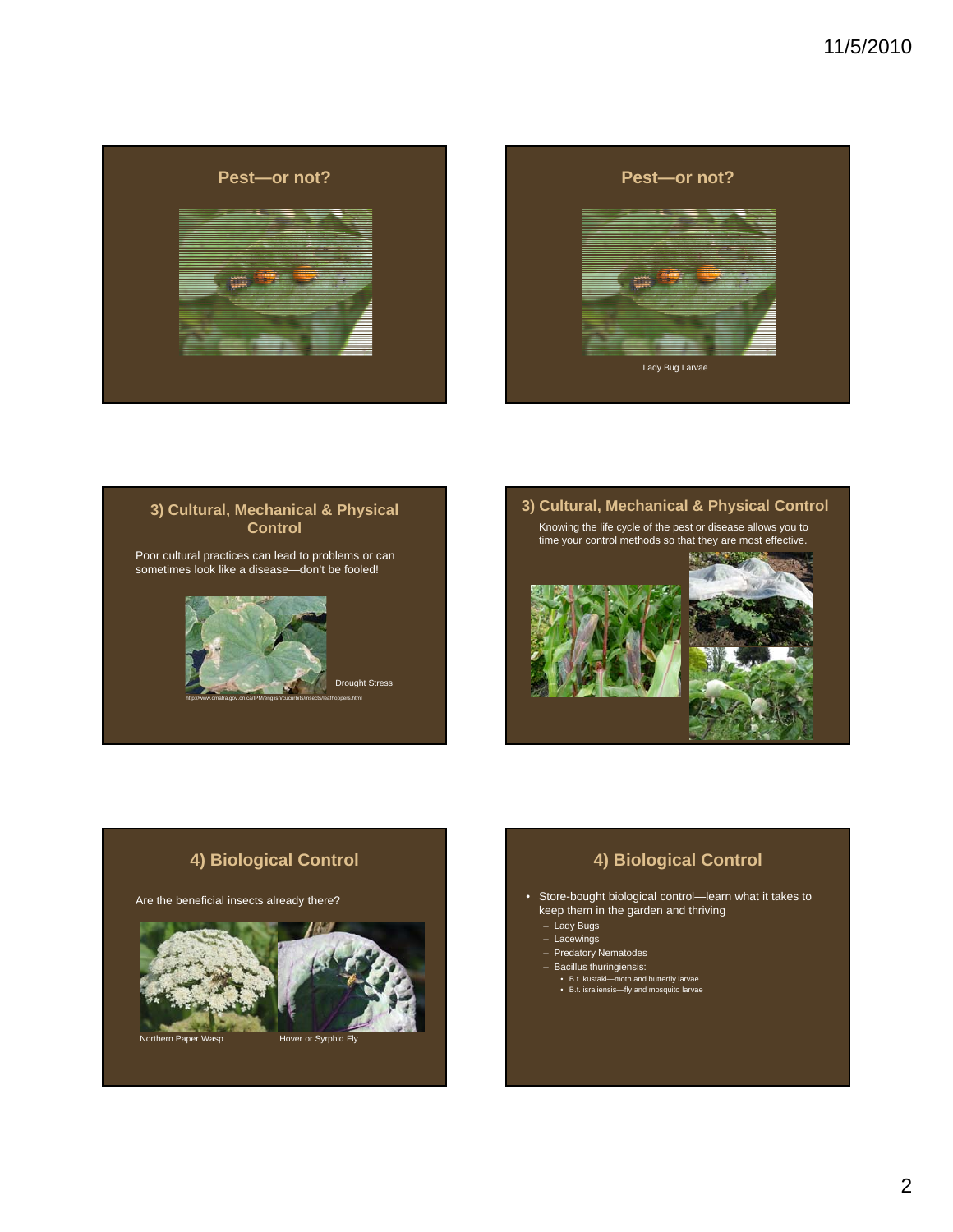## Pest—or not?

## Pest—or not?

Lady Bug Larvae

## 3) Cultural, Mechanical & Physical Control

Poor cultural practices can lead to problems or can sometimes look like a disease—don't be fooled!

Drought Stress

http://www.omafra.gov.on.ca/IPM/english/cucurbits/insects/leafhoppers.html

## 3) Cultural, Mechanical & Physical Control

Knowing the life cycle of the pest or disease allows you to time your control methods so that they are most effective.

## 4) Biological Control

Are the beneficial insects already there?

Northern Paper Wasp

Hover or Syrphid Fly

## 4) Biological Control

- Store-bought biological control—learn what it takes to keep them in the garden and thriving
  - Lady Bugs
  - Lacewings
  - Predatory Nematodes
  - Bacillus thuringiensis:
    - B.t. kustaki—moth and butterfly larvae
    - B.t. israliensis—fly and mosquito larvae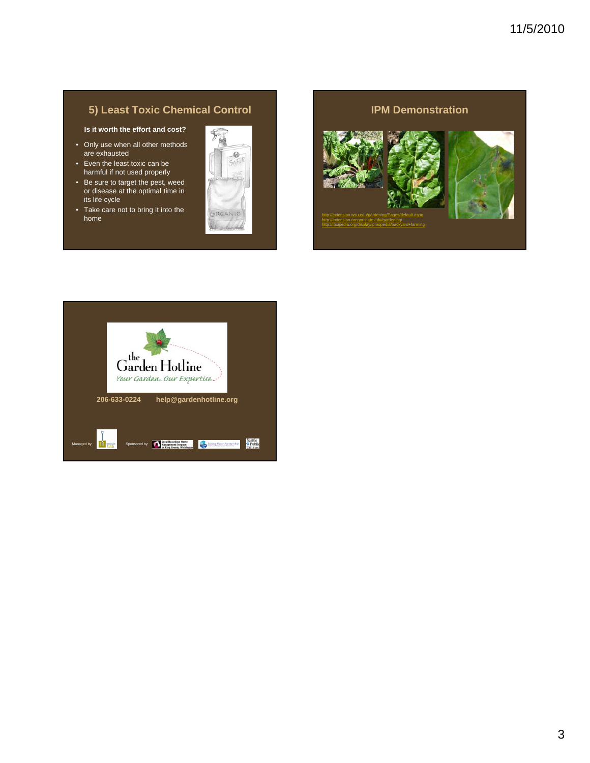## 5) Least Toxic Chemical Control

**Is it worth the effort and cost?**

- Only use when all other methods are exhausted
- Even the least toxic can be harmful if not used properly
- Be sure to target the pest, weed or disease at the optimal time in its life cycle
- Take care not to bring it into the home

## IPM Demonstration

http://extension.wsu.edu/gardening/Pages/default.aspx
http://extension.oregonstate.edu/gardening/
http://toxipedia.org/display/ipmopedia/backyard+farming

the Garden Hotline

*Your Garden. Our Expertise.*

**206-633-0224** **help@gardenhotline.org**

Managed by: Seattle Tilth

Sponsored by: Local Hazardous Waste Management Program in King County, Washington; Saving Water Partnership; Seattle Public Utilities